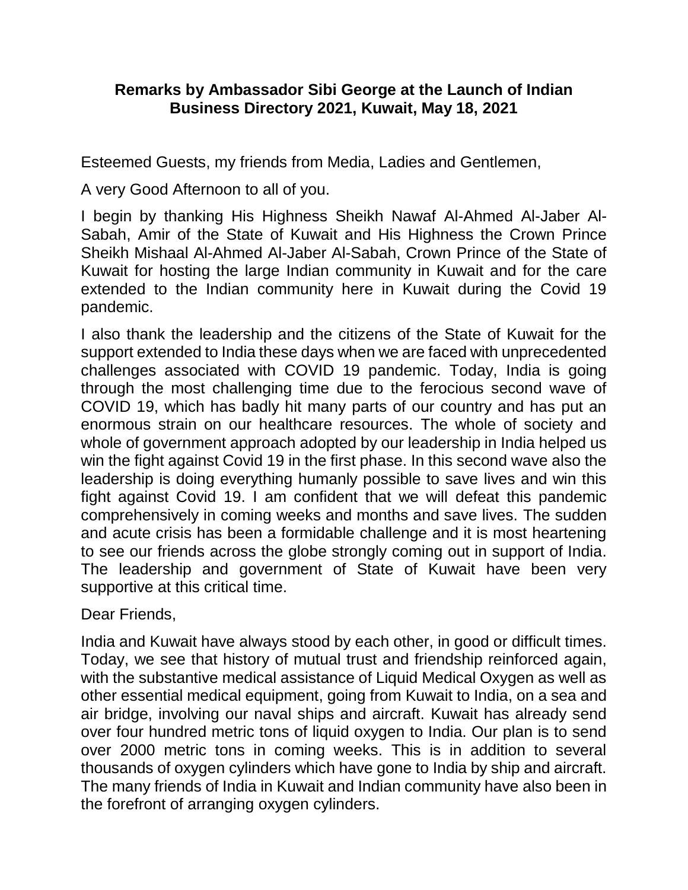# Remarks by Ambassador Sibi George at the Launch of Indian Business Directory 2021, Kuwait, May 18, 2021

Esteemed Guests, my friends from Media, Ladies and Gentlemen,

A very Good Afternoon to all of you.

I begin by thanking His Highness Sheikh Nawaf Al-Ahmed Al-Jaber Al-Sabah, Amir of the State of Kuwait and His Highness the Crown Prince Sheikh Mishaal Al-Ahmed Al-Jaber Al-Sabah, Crown Prince of the State of Kuwait for hosting the large Indian community in Kuwait and for the care extended to the Indian community here in Kuwait during the Covid 19 pandemic.

I also thank the leadership and the citizens of the State of Kuwait for the support extended to India these days when we are faced with unprecedented challenges associated with COVID 19 pandemic. Today, India is going through the most challenging time due to the ferocious second wave of COVID 19, which has badly hit many parts of our country and has put an enormous strain on our healthcare resources. The whole of society and whole of government approach adopted by our leadership in India helped us win the fight against Covid 19 in the first phase. In this second wave also the leadership is doing everything humanly possible to save lives and win this fight against Covid 19. I am confident that we will defeat this pandemic comprehensively in coming weeks and months and save lives. The sudden and acute crisis has been a formidable challenge and it is most heartening to see our friends across the globe strongly coming out in support of India. The leadership and government of State of Kuwait have been very supportive at this critical time.

Dear Friends,

India and Kuwait have always stood by each other, in good or difficult times. Today, we see that history of mutual trust and friendship reinforced again, with the substantive medical assistance of Liquid Medical Oxygen as well as other essential medical equipment, going from Kuwait to India, on a sea and air bridge, involving our naval ships and aircraft. Kuwait has already send over four hundred metric tons of liquid oxygen to India. Our plan is to send over 2000 metric tons in coming weeks. This is in addition to several thousands of oxygen cylinders which have gone to India by ship and aircraft. The many friends of India in Kuwait and Indian community have also been in the forefront of arranging oxygen cylinders.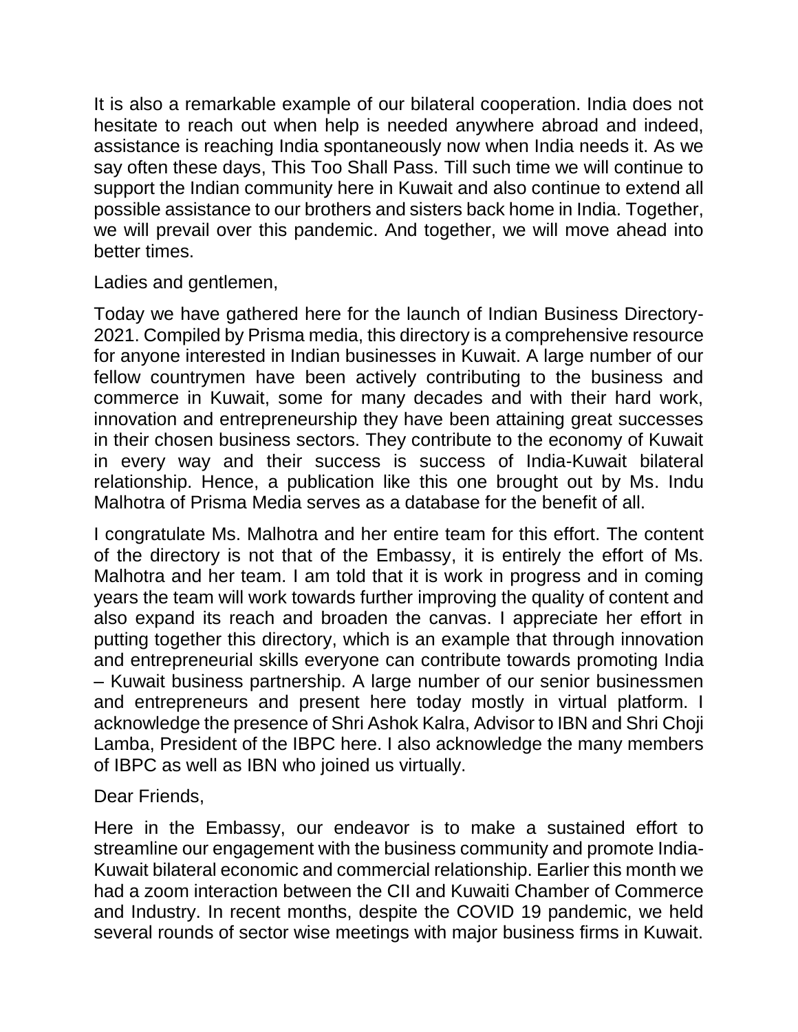It is also a remarkable example of our bilateral cooperation. India does not hesitate to reach out when help is needed anywhere abroad and indeed, assistance is reaching India spontaneously now when India needs it. As we say often these days, This Too Shall Pass. Till such time we will continue to support the Indian community here in Kuwait and also continue to extend all possible assistance to our brothers and sisters back home in India. Together, we will prevail over this pandemic. And together, we will move ahead into better times.

Ladies and gentlemen,

Today we have gathered here for the launch of Indian Business Directory-2021. Compiled by Prisma media, this directory is a comprehensive resource for anyone interested in Indian businesses in Kuwait. A large number of our fellow countrymen have been actively contributing to the business and commerce in Kuwait, some for many decades and with their hard work, innovation and entrepreneurship they have been attaining great successes in their chosen business sectors. They contribute to the economy of Kuwait in every way and their success is success of India-Kuwait bilateral relationship. Hence, a publication like this one brought out by Ms. Indu Malhotra of Prisma Media serves as a database for the benefit of all.

I congratulate Ms. Malhotra and her entire team for this effort. The content of the directory is not that of the Embassy, it is entirely the effort of Ms. Malhotra and her team. I am told that it is work in progress and in coming years the team will work towards further improving the quality of content and also expand its reach and broaden the canvas. I appreciate her effort in putting together this directory, which is an example that through innovation and entrepreneurial skills everyone can contribute towards promoting India – Kuwait business partnership. A large number of our senior businessmen and entrepreneurs and present here today mostly in virtual platform. I acknowledge the presence of Shri Ashok Kalra, Advisor to IBN and Shri Choji Lamba, President of the IBPC here. I also acknowledge the many members of IBPC as well as IBN who joined us virtually.

Dear Friends,

Here in the Embassy, our endeavor is to make a sustained effort to streamline our engagement with the business community and promote India-Kuwait bilateral economic and commercial relationship. Earlier this month we had a zoom interaction between the CII and Kuwaiti Chamber of Commerce and Industry. In recent months, despite the COVID 19 pandemic, we held several rounds of sector wise meetings with major business firms in Kuwait.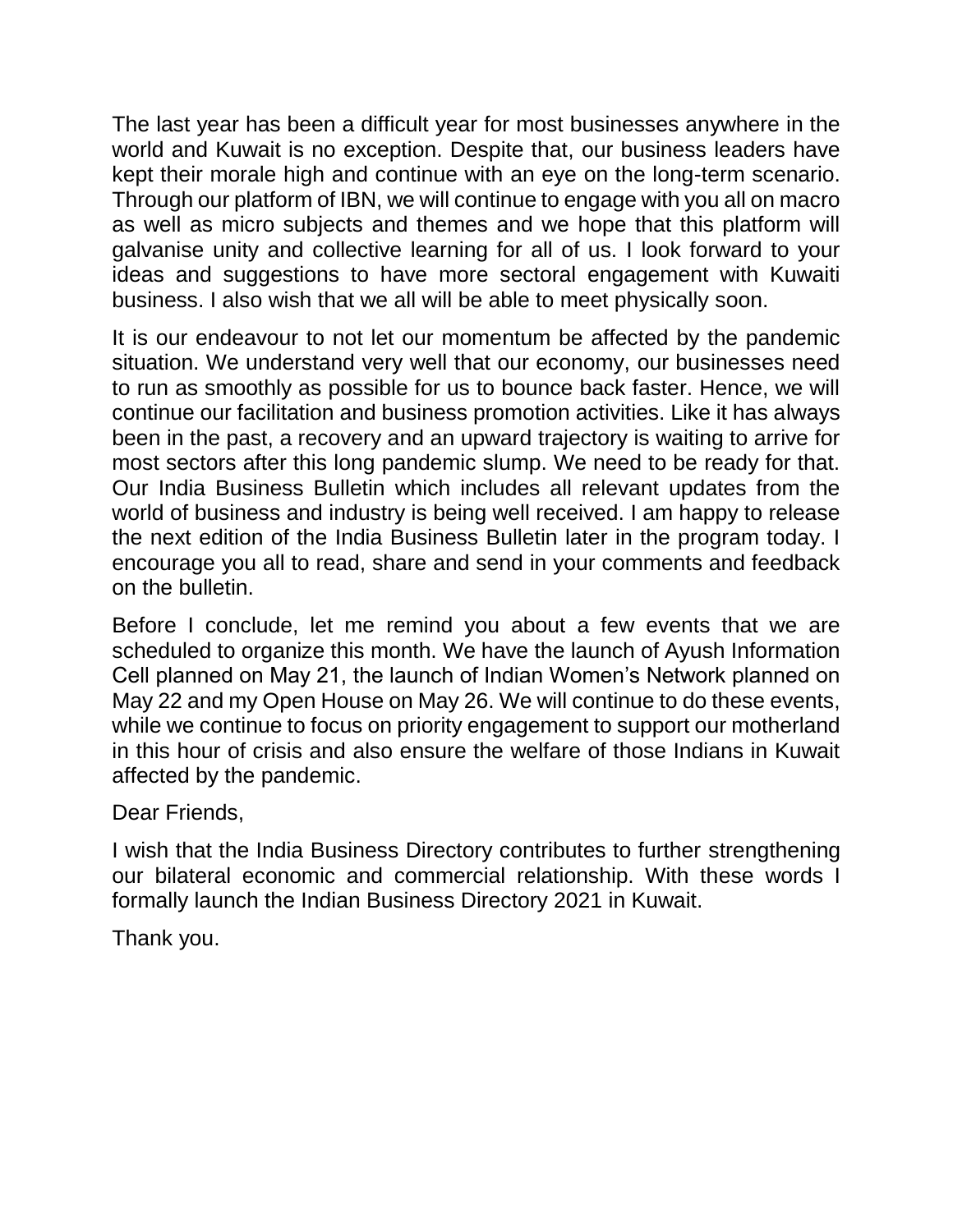The last year has been a difficult year for most businesses anywhere in the world and Kuwait is no exception. Despite that, our business leaders have kept their morale high and continue with an eye on the long-term scenario. Through our platform of IBN, we will continue to engage with you all on macro as well as micro subjects and themes and we hope that this platform will galvanise unity and collective learning for all of us. I look forward to your ideas and suggestions to have more sectoral engagement with Kuwaiti business. I also wish that we all will be able to meet physically soon.

It is our endeavour to not let our momentum be affected by the pandemic situation. We understand very well that our economy, our businesses need to run as smoothly as possible for us to bounce back faster. Hence, we will continue our facilitation and business promotion activities. Like it has always been in the past, a recovery and an upward trajectory is waiting to arrive for most sectors after this long pandemic slump. We need to be ready for that. Our India Business Bulletin which includes all relevant updates from the world of business and industry is being well received. I am happy to release the next edition of the India Business Bulletin later in the program today. I encourage you all to read, share and send in your comments and feedback on the bulletin.

Before I conclude, let me remind you about a few events that we are scheduled to organize this month. We have the launch of Ayush Information Cell planned on May 21, the launch of Indian Women's Network planned on May 22 and my Open House on May 26. We will continue to do these events, while we continue to focus on priority engagement to support our motherland in this hour of crisis and also ensure the welfare of those Indians in Kuwait affected by the pandemic.

Dear Friends,

I wish that the India Business Directory contributes to further strengthening our bilateral economic and commercial relationship. With these words I formally launch the Indian Business Directory 2021 in Kuwait.

Thank you.